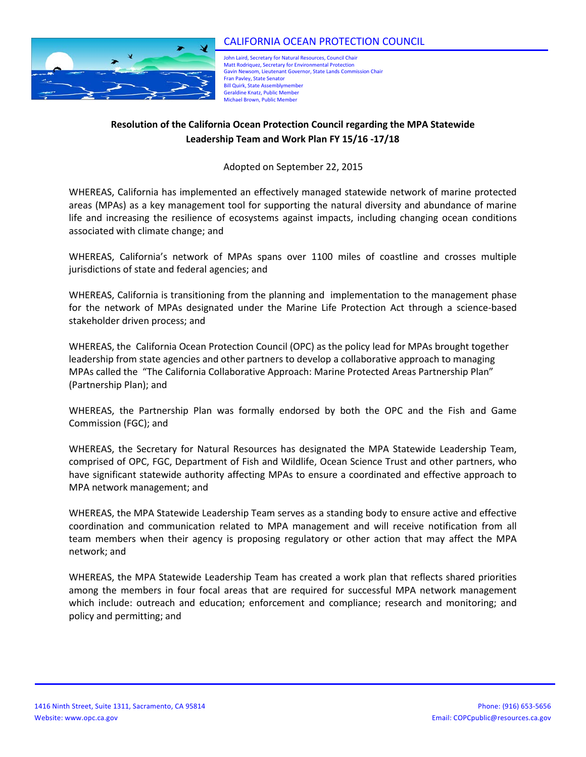# CALIFORNIA OCEAN PROTECTION COUNCIL

John Laird, Secretary for Natural Resources, Council Chair
Matt Rodriquez, Secretary for Environmental Protection
Gavin Newsom, Lieutenant Governor, State Lands Commission Chair
Fran Pavley, State Senator
Bill Quirk, State Assemblymember
Geraldine Knatz, Public Member
Michael Brown, Public Member

## Resolution of the California Ocean Protection Council regarding the MPA Statewide Leadership Team and Work Plan FY 15/16 -17/18

Adopted on September 22, 2015

WHEREAS, California has implemented an effectively managed statewide network of marine protected areas (MPAs) as a key management tool for supporting the natural diversity and abundance of marine life and increasing the resilience of ecosystems against impacts, including changing ocean conditions associated with climate change; and

WHEREAS, California's network of MPAs spans over 1100 miles of coastline and crosses multiple jurisdictions of state and federal agencies; and

WHEREAS, California is transitioning from the planning and implementation to the management phase for the network of MPAs designated under the Marine Life Protection Act through a science-based stakeholder driven process; and

WHEREAS, the California Ocean Protection Council (OPC) as the policy lead for MPAs brought together leadership from state agencies and other partners to develop a collaborative approach to managing MPAs called the "The California Collaborative Approach: Marine Protected Areas Partnership Plan" (Partnership Plan); and

WHEREAS, the Partnership Plan was formally endorsed by both the OPC and the Fish and Game Commission (FGC); and

WHEREAS, the Secretary for Natural Resources has designated the MPA Statewide Leadership Team, comprised of OPC, FGC, Department of Fish and Wildlife, Ocean Science Trust and other partners, who have significant statewide authority affecting MPAs to ensure a coordinated and effective approach to MPA network management; and

WHEREAS, the MPA Statewide Leadership Team serves as a standing body to ensure active and effective coordination and communication related to MPA management and will receive notification from all team members when their agency is proposing regulatory or other action that may affect the MPA network; and

WHEREAS, the MPA Statewide Leadership Team has created a work plan that reflects shared priorities among the members in four focal areas that are required for successful MPA network management which include: outreach and education; enforcement and compliance; research and monitoring; and policy and permitting; and

1416 Ninth Street, Suite 1311, Sacramento, CA 95814
Website: www.opc.ca.gov
Phone: (916) 653-5656
Email: COPCpublic@resources.ca.gov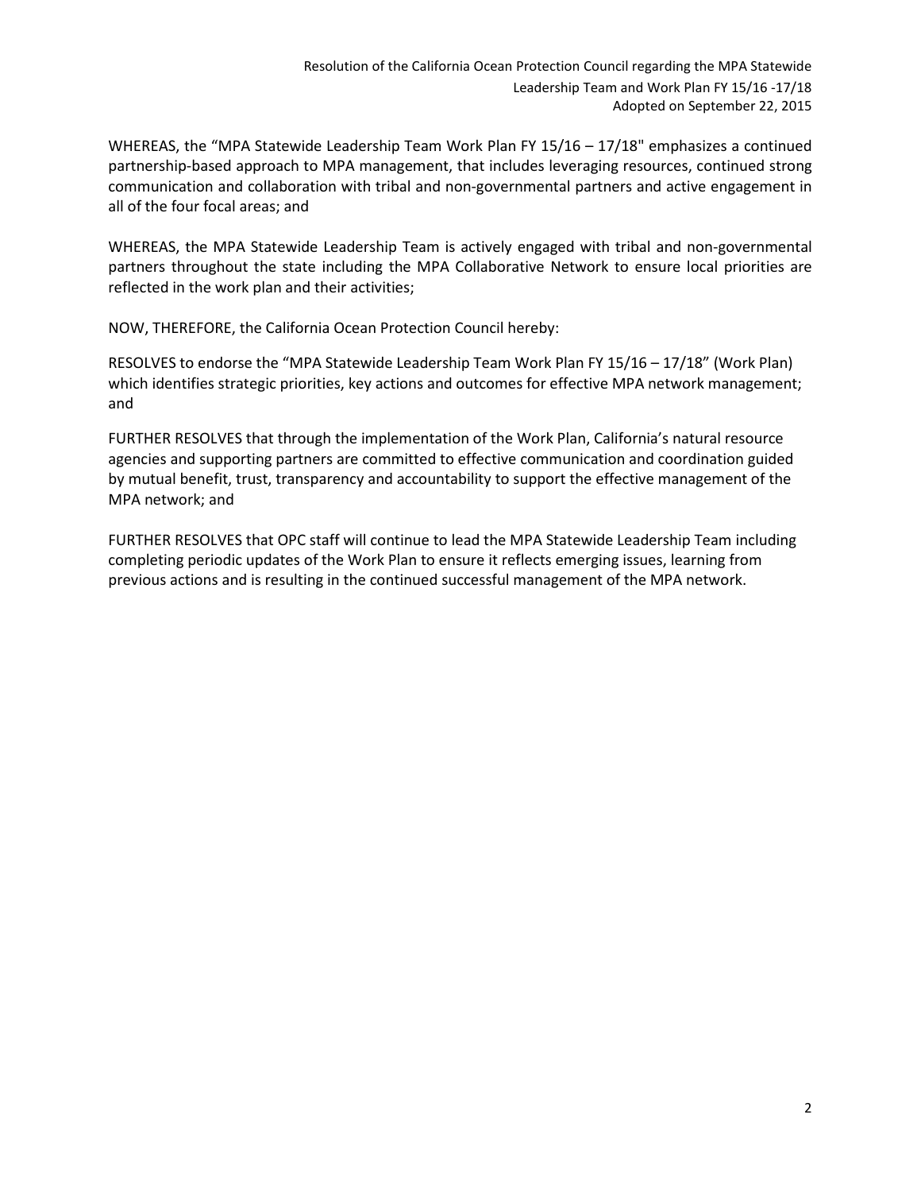WHEREAS, the "MPA Statewide Leadership Team Work Plan FY 15/16 – 17/18" emphasizes a continued partnership-based approach to MPA management, that includes leveraging resources, continued strong communication and collaboration with tribal and non-governmental partners and active engagement in all of the four focal areas; and

WHEREAS, the MPA Statewide Leadership Team is actively engaged with tribal and non-governmental partners throughout the state including the MPA Collaborative Network to ensure local priorities are reflected in the work plan and their activities;

NOW, THEREFORE, the California Ocean Protection Council hereby:

RESOLVES to endorse the "MPA Statewide Leadership Team Work Plan FY 15/16 – 17/18" (Work Plan) which identifies strategic priorities, key actions and outcomes for effective MPA network management; and

FURTHER RESOLVES that through the implementation of the Work Plan, California's natural resource agencies and supporting partners are committed to effective communication and coordination guided by mutual benefit, trust, transparency and accountability to support the effective management of the MPA network; and

FURTHER RESOLVES that OPC staff will continue to lead the MPA Statewide Leadership Team including completing periodic updates of the Work Plan to ensure it reflects emerging issues, learning from previous actions and is resulting in the continued successful management of the MPA network.